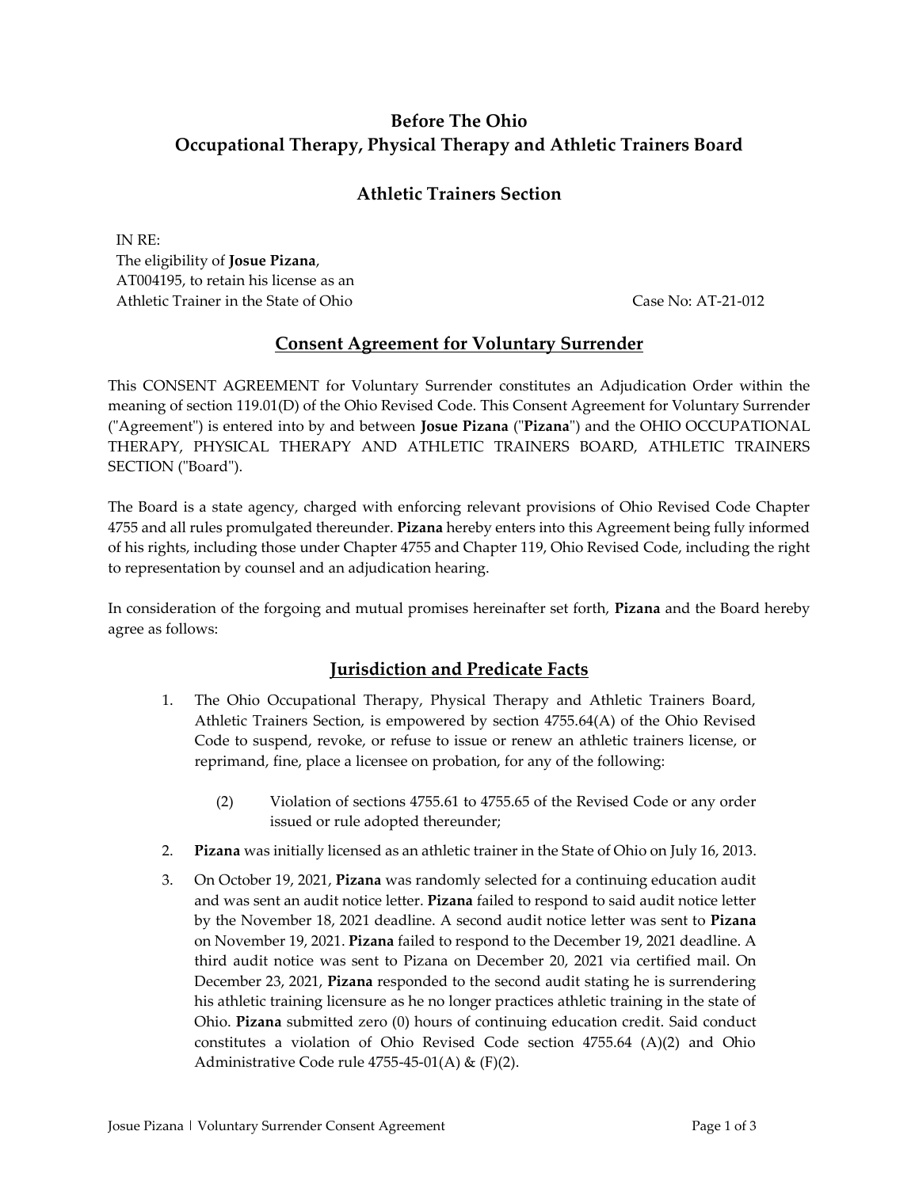# Before The Ohio
# Occupational Therapy, Physical Therapy and Athletic Trainers Board

## Athletic Trainers Section

IN RE:
The eligibility of **Josue Pizana**,
AT004195, to retain his license as an
Athletic Trainer in the State of Ohio

Case No: AT-21-012

## Consent Agreement for Voluntary Surrender

This CONSENT AGREEMENT for Voluntary Surrender constitutes an Adjudication Order within the meaning of section 119.01(D) of the Ohio Revised Code. This Consent Agreement for Voluntary Surrender ("Agreement") is entered into by and between **Josue Pizana** ("**Pizana**") and the OHIO OCCUPATIONAL THERAPY, PHYSICAL THERAPY AND ATHLETIC TRAINERS BOARD, ATHLETIC TRAINERS SECTION ("Board").

The Board is a state agency, charged with enforcing relevant provisions of Ohio Revised Code Chapter 4755 and all rules promulgated thereunder. **Pizana** hereby enters into this Agreement being fully informed of his rights, including those under Chapter 4755 and Chapter 119, Ohio Revised Code, including the right to representation by counsel and an adjudication hearing.

In consideration of the forgoing and mutual promises hereinafter set forth, **Pizana** and the Board hereby agree as follows:

## Jurisdiction and Predicate Facts

1. The Ohio Occupational Therapy, Physical Therapy and Athletic Trainers Board, Athletic Trainers Section, is empowered by section 4755.64(A) of the Ohio Revised Code to suspend, revoke, or refuse to issue or renew an athletic trainers license, or reprimand, fine, place a licensee on probation, for any of the following:

   (2) Violation of sections 4755.61 to 4755.65 of the Revised Code or any order issued or rule adopted thereunder;

2. **Pizana** was initially licensed as an athletic trainer in the State of Ohio on July 16, 2013.

3. On October 19, 2021, **Pizana** was randomly selected for a continuing education audit and was sent an audit notice letter. **Pizana** failed to respond to said audit notice letter by the November 18, 2021 deadline. A second audit notice letter was sent to **Pizana** on November 19, 2021. **Pizana** failed to respond to the December 19, 2021 deadline. A third audit notice was sent to Pizana on December 20, 2021 via certified mail. On December 23, 2021, **Pizana** responded to the second audit stating he is surrendering his athletic training licensure as he no longer practices athletic training in the state of Ohio. **Pizana** submitted zero (0) hours of continuing education credit. Said conduct constitutes a violation of Ohio Revised Code section 4755.64 (A)(2) and Ohio Administrative Code rule 4755-45-01(A) & (F)(2).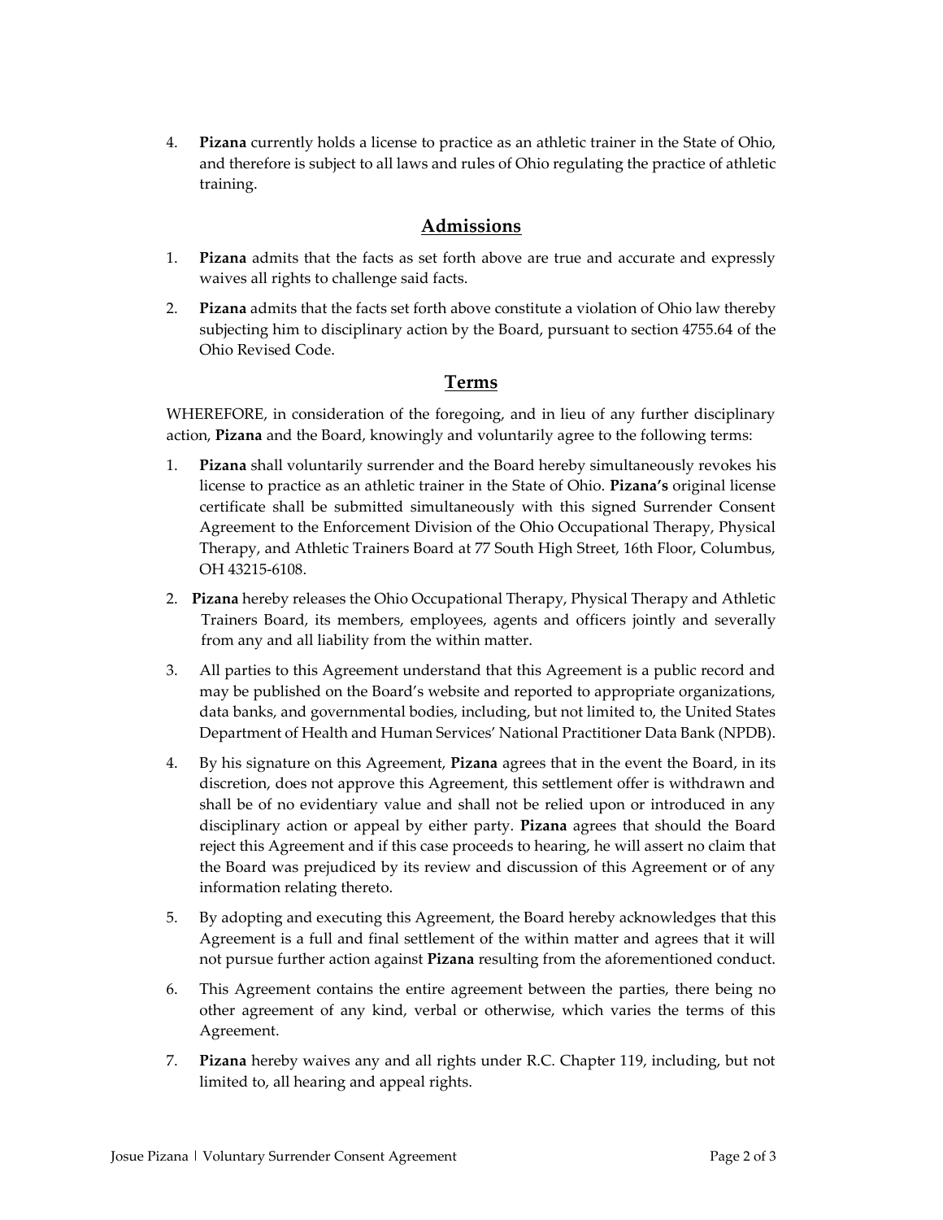4. **Pizana** currently holds a license to practice as an athletic trainer in the State of Ohio, and therefore is subject to all laws and rules of Ohio regulating the practice of athletic training.

## Admissions

1. **Pizana** admits that the facts as set forth above are true and accurate and expressly waives all rights to challenge said facts.
2. **Pizana** admits that the facts set forth above constitute a violation of Ohio law thereby subjecting him to disciplinary action by the Board, pursuant to section 4755.64 of the Ohio Revised Code.

## Terms

WHEREFORE, in consideration of the foregoing, and in lieu of any further disciplinary action, **Pizana** and the Board, knowingly and voluntarily agree to the following terms:

1. **Pizana** shall voluntarily surrender and the Board hereby simultaneously revokes his license to practice as an athletic trainer in the State of Ohio. **Pizana's** original license certificate shall be submitted simultaneously with this signed Surrender Consent Agreement to the Enforcement Division of the Ohio Occupational Therapy, Physical Therapy, and Athletic Trainers Board at 77 South High Street, 16th Floor, Columbus, OH 43215-6108.
2. **Pizana** hereby releases the Ohio Occupational Therapy, Physical Therapy and Athletic Trainers Board, its members, employees, agents and officers jointly and severally from any and all liability from the within matter.
3. All parties to this Agreement understand that this Agreement is a public record and may be published on the Board's website and reported to appropriate organizations, data banks, and governmental bodies, including, but not limited to, the United States Department of Health and Human Services' National Practitioner Data Bank (NPDB).
4. By his signature on this Agreement, **Pizana** agrees that in the event the Board, in its discretion, does not approve this Agreement, this settlement offer is withdrawn and shall be of no evidentiary value and shall not be relied upon or introduced in any disciplinary action or appeal by either party. **Pizana** agrees that should the Board reject this Agreement and if this case proceeds to hearing, he will assert no claim that the Board was prejudiced by its review and discussion of this Agreement or of any information relating thereto.
5. By adopting and executing this Agreement, the Board hereby acknowledges that this Agreement is a full and final settlement of the within matter and agrees that it will not pursue further action against **Pizana** resulting from the aforementioned conduct.
6. This Agreement contains the entire agreement between the parties, there being no other agreement of any kind, verbal or otherwise, which varies the terms of this Agreement.
7. **Pizana** hereby waives any and all rights under R.C. Chapter 119, including, but not limited to, all hearing and appeal rights.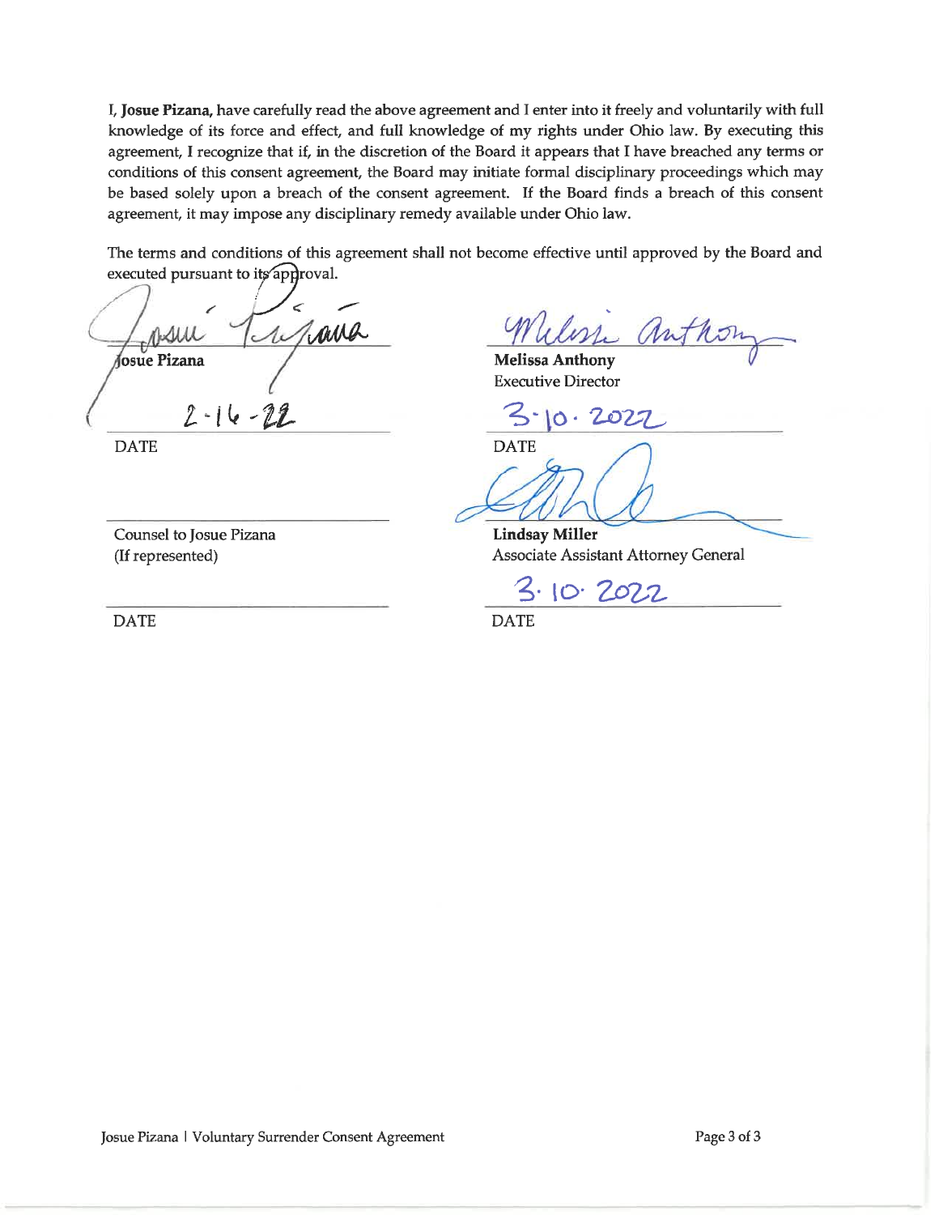I, **Josue Pizana,** have carefully read the above agreement and I enter into it freely and voluntarily with full knowledge of its force and effect, and full knowledge of my rights under Ohio law. By executing this agreement, I recognize that if, in the discretion of the Board it appears that I have breached any terms or conditions of this consent agreement, the Board may initiate formal disciplinary proceedings which may be based solely upon a breach of the consent agreement. If the Board finds a breach of this consent agreement, it may impose any disciplinary remedy available under Ohio law.

The terms and conditions of this agreement shall not become effective until approved by the Board and executed pursuant to its approval.

Josue Pizana

**Josue Pizana**

2-16-22

DATE

Counsel to Josue Pizana
(If represented)

DATE

Melissa Anthony

**Melissa Anthony**
Executive Director

3.10.2022

DATE

**Lindsay Miller**
Associate Assistant Attorney General

3.10.2022

DATE